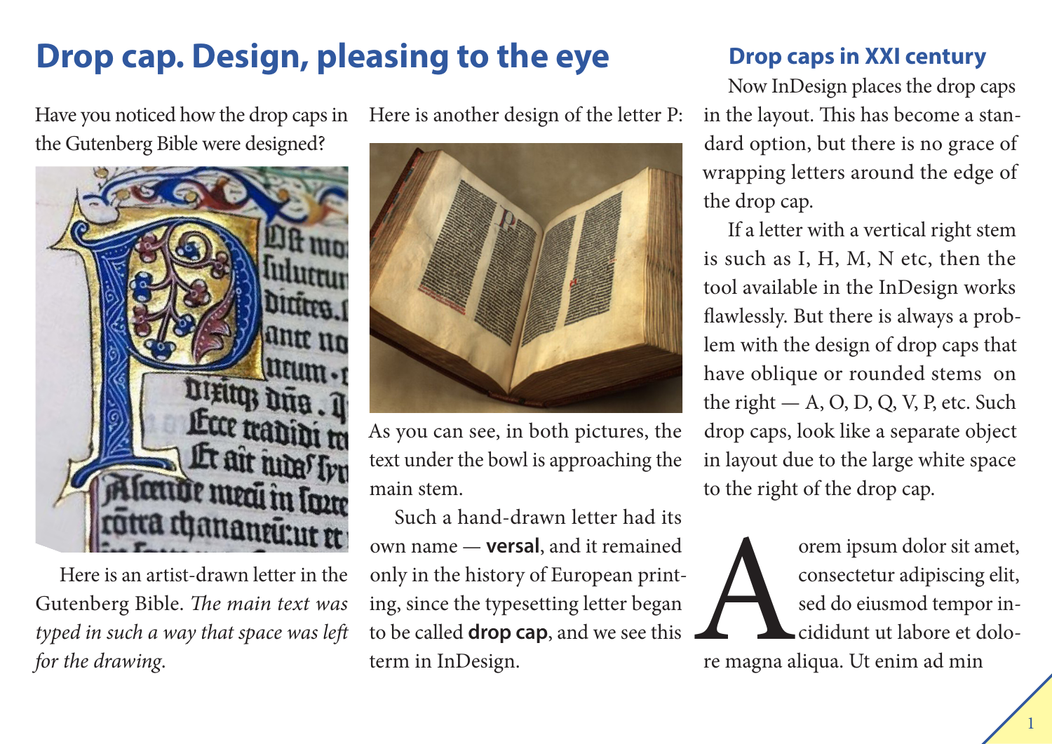# Drop cap. Design, pleasing to the eye

Have you noticed how the drop caps in the Gutenberg Bible were designed?

Here is an artist-drawn letter in the Gutenberg Bible. *The main text was typed in such a way that space was left for the drawing.*

Here is another design of the letter P:

As you can see, in both pictures, the text under the bowl is approaching the main stem.

Such a hand-drawn letter had its own name — **versal**, and it remained only in the history of European printing, since the typesetting letter began to be called **drop cap**, and we see this term in InDesign.

## Drop caps in XXI century

Now InDesign places the drop caps in the layout. This has become a standard option, but there is no grace of wrapping letters around the edge of the drop cap.

If a letter with a vertical right stem is such as I, H, M, N etc, then the tool available in the InDesign works flawlessly. But there is always a problem with the design of drop caps that have oblique or rounded stems on the right — A, O, D, Q, V, P, etc. Such drop caps, look like a separate object in layout due to the large white space to the right of the drop cap.

Aorem ipsum dolor sit amet, consectetur adipiscing elit, sed do eiusmod tempor incididunt ut labore et dolore magna aliqua. Ut enim ad min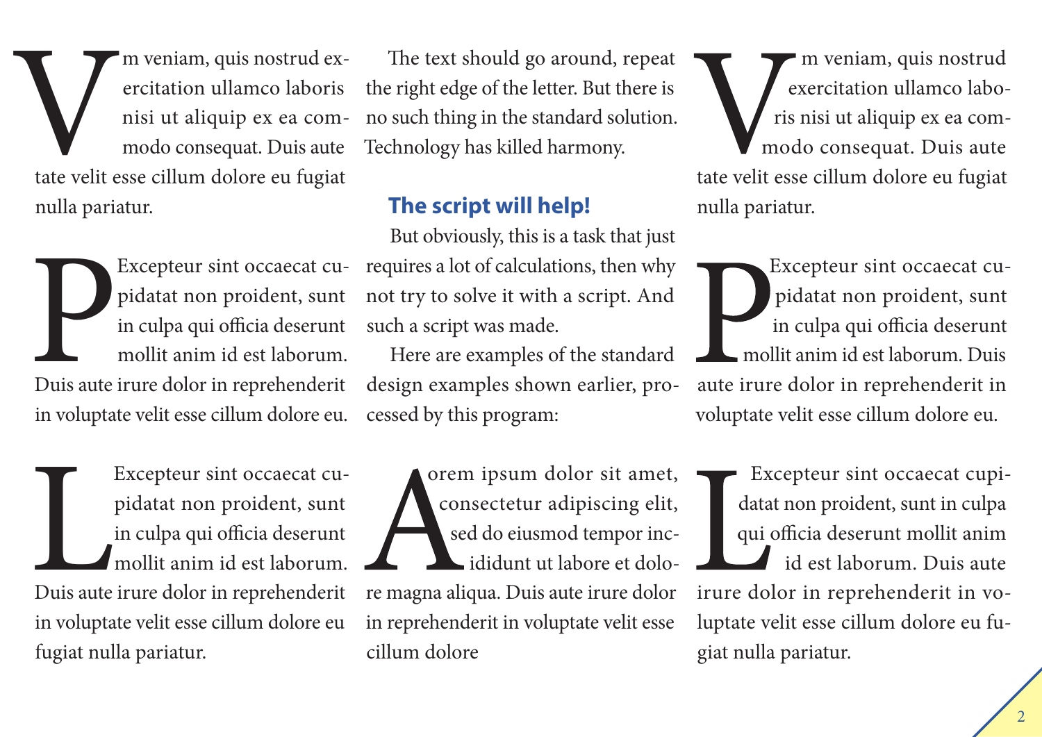Vm veniam, quis nostrud exercitation ullamco laboris nisi ut aliquip ex ea commodo consequat. Duis aute tate velit esse cillum dolore eu fugiat nulla pariatur.

Pexcepteur sint occaecat cupidatat non proident, sunt in culpa qui officia deserunt mollit anim id est laborum. Duis aute irure dolor in reprehenderit in voluptate velit esse cillum dolore eu.

LExcepteur sint occaecat cupidatat non proident, sunt in culpa qui officia deserunt mollit anim id est laborum. Duis aute irure dolor in reprehenderit in voluptate velit esse cillum dolore eu fugiat nulla pariatur.

The text should go around, repeat the right edge of the letter. But there is no such thing in the standard solution. Technology has killed harmony.

### The script will help!

But obviously, this is a task that just requires a lot of calculations, then why not try to solve it with a script. And such a script was made.

Here are examples of the standard design examples shown earlier, processed by this program:

Aorem ipsum dolor sit amet, consectetur adipiscing elit, sed do eiusmod tempor incididunt ut labore et dolore magna aliqua. Duis aute irure dolor in reprehenderit in voluptate velit esse cillum dolore

Vm veniam, quis nostrud exercitation ullamco laboris nisi ut aliquip ex ea commodo consequat. Duis aute tate velit esse cillum dolore eu fugiat nulla pariatur.

PExcepteur sint occaecat cupidatat non proident, sunt in culpa qui officia deserunt mollit anim id est laborum. Duis aute irure dolor in reprehenderit in voluptate velit esse cillum dolore eu.

LExcepteur sint occaecat cupidatat non proident, sunt in culpa qui officia deserunt mollit anim id est laborum. Duis aute irure dolor in reprehenderit in voluptate velit esse cillum dolore eu fugiat nulla pariatur.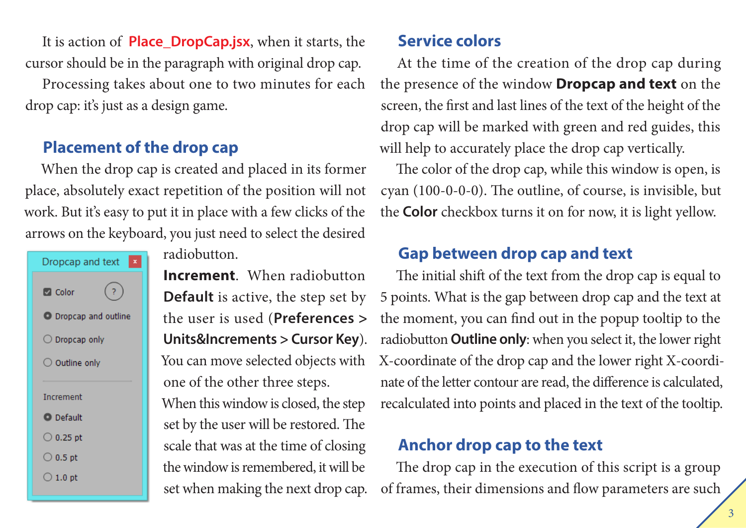It is action of **Place_DropCap.jsx**, when it starts, the cursor should be in the paragraph with original drop cap.

Processing takes about one to two minutes for each drop cap: it's just as a design game.

## Placement of the drop cap

When the drop cap is created and placed in its former place, absolutely exact repetition of the position will not work. But it's easy to put it in place with a few clicks of the arrows on the keyboard, you just need to select the desired radiobutton.

Dropcap and text
- Color
- Dropcap and outline
- Dropcap only
- Outline only

Increment
- Default
- 0.25 pt
- 0.5 pt
- 1.0 pt

**Increment**. When radiobutton **Default** is active, the step set by the user is used (**Preferences > Units&Increments > Cursor Key**). You can move selected objects with one of the other three steps.

When this window is closed, the step set by the user will be restored. The scale that was at the time of closing the window is remembered, it will be set when making the next drop cap.

## Service colors

At the time of the creation of the drop cap during the presence of the window **Dropcap and text** on the screen, the first and last lines of the text of the height of the drop cap will be marked with green and red guides, this will help to accurately place the drop cap vertically.

The color of the drop cap, while this window is open, is cyan (100-0-0-0). The outline, of course, is invisible, but the **Color** checkbox turns it on for now, it is light yellow.

## Gap between drop cap and text

The initial shift of the text from the drop cap is equal to 5 points. What is the gap between drop cap and the text at the moment, you can find out in the popup tooltip to the radiobutton **Outline only**: when you select it, the lower right X-coordinate of the drop cap and the lower right X-coordinate of the letter contour are read, the difference is calculated, recalculated into points and placed in the text of the tooltip.

## Anchor drop cap to the text

The drop cap in the execution of this script is a group of frames, their dimensions and flow parameters are such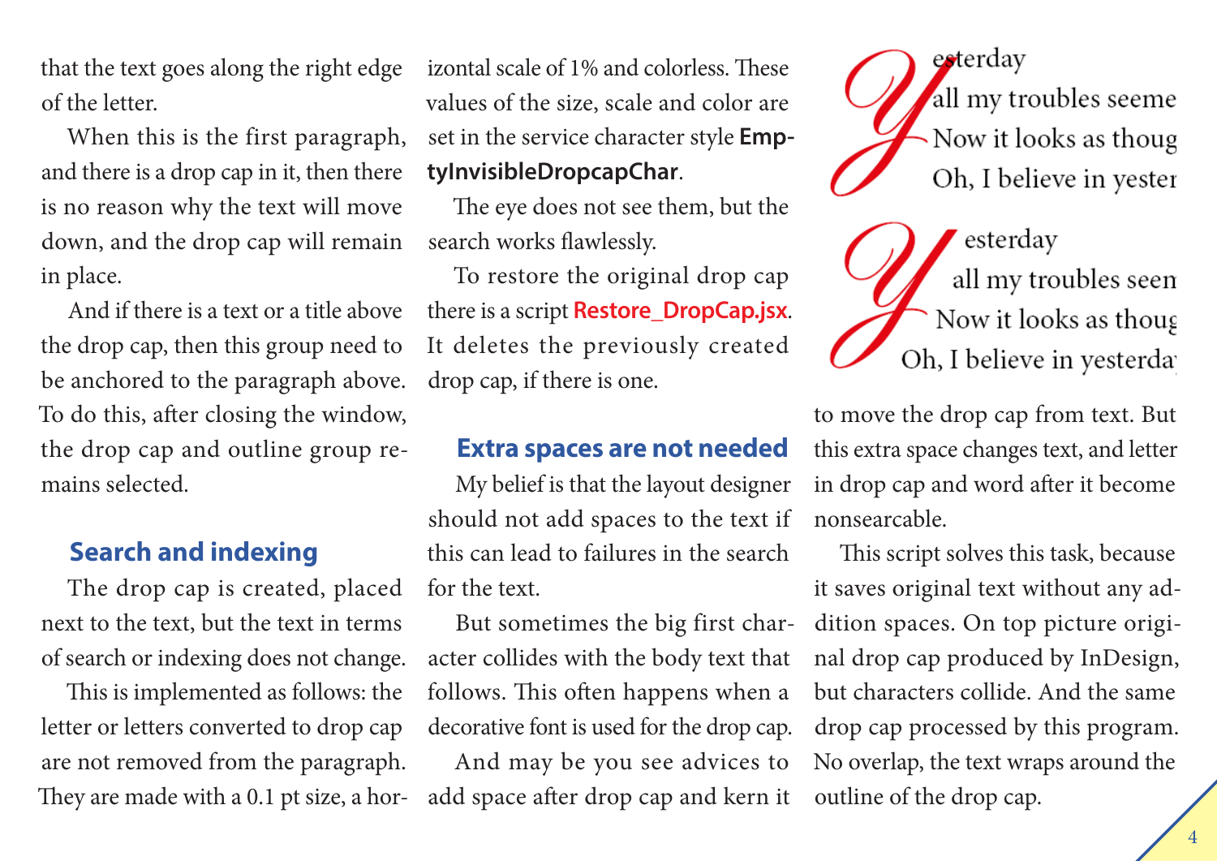that the text goes along the right edge of the letter.

When this is the first paragraph, and there is a drop cap in it, then there is no reason why the text will move down, and the drop cap will remain in place.

And if there is a text or a title above the drop cap, then this group need to be anchored to the paragraph above. To do this, after closing the window, the drop cap and outline group remains selected.

## Search and indexing

The drop cap is created, placed next to the text, but the text in terms of search or indexing does not change.

This is implemented as follows: the letter or letters converted to drop cap are not removed from the paragraph. They are made with a 0.1 pt size, a horizontal scale of 1% and colorless. These values of the size, scale and color are set in the service character style **EmptyInvisibleDropcapChar**.

The eye does not see them, but the search works flawlessly.

To restore the original drop cap there is a script **Restore_DropCap.jsx**. It deletes the previously created drop cap, if there is one.

## Extra spaces are not needed

My belief is that the layout designer should not add spaces to the text if this can lead to failures in the search for the text.

But sometimes the big first character collides with the body text that follows. This often happens when a decorative font is used for the drop cap.

And may be you see advices to add space after drop cap and kern it to move the drop cap from text. But this extra space changes text, and letter in drop cap and word after it become nonsearcable.

This script solves this task, because it saves original text without any addition spaces. On top picture original drop cap produced by InDesign, but characters collide. And the same drop cap processed by this program. No overlap, the text wraps around the outline of the drop cap.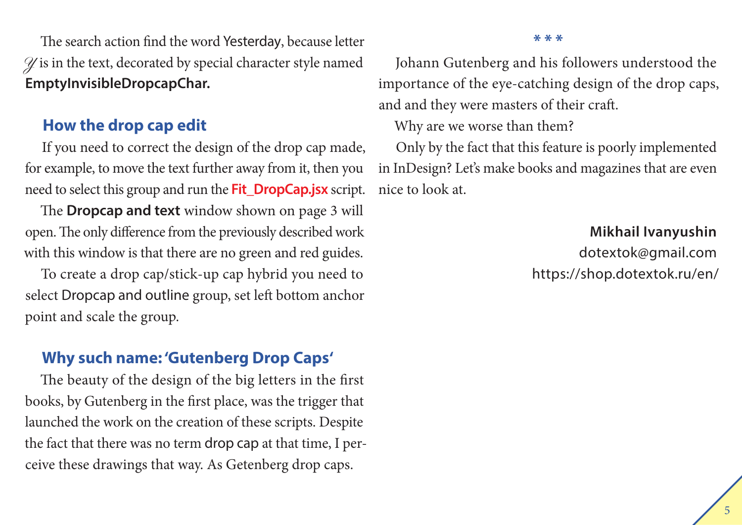The search action find the word Yesterday, because letter *Y* is in the text, decorated by special character style named **EmptyInvisibleDropcapChar.**

## How the drop cap edit

If you need to correct the design of the drop cap made, for example, to move the text further away from it, then you need to select this group and run the **Fit_DropCap.jsx** script.

The **Dropcap and text** window shown on page 3 will open. The only difference from the previously described work with this window is that there are no green and red guides.

To create a drop cap/stick-up cap hybrid you need to select Dropcap and outline group, set left bottom anchor point and scale the group.

## Why such name: 'Gutenberg Drop Caps'

The beauty of the design of the big letters in the first books, by Gutenberg in the first place, was the trigger that launched the work on the creation of these scripts. Despite the fact that there was no term drop cap at that time, I perceive these drawings that way. As Getenberg drop caps.

\* \* \*

Johann Gutenberg and his followers understood the importance of the eye-catching design of the drop caps, and and they were masters of their craft.

Why are we worse than them?

Only by the fact that this feature is poorly implemented in InDesign? Let's make books and magazines that are even nice to look at.

**Mikhail Ivanyushin**
dotextok@gmail.com
https://shop.dotextok.ru/en/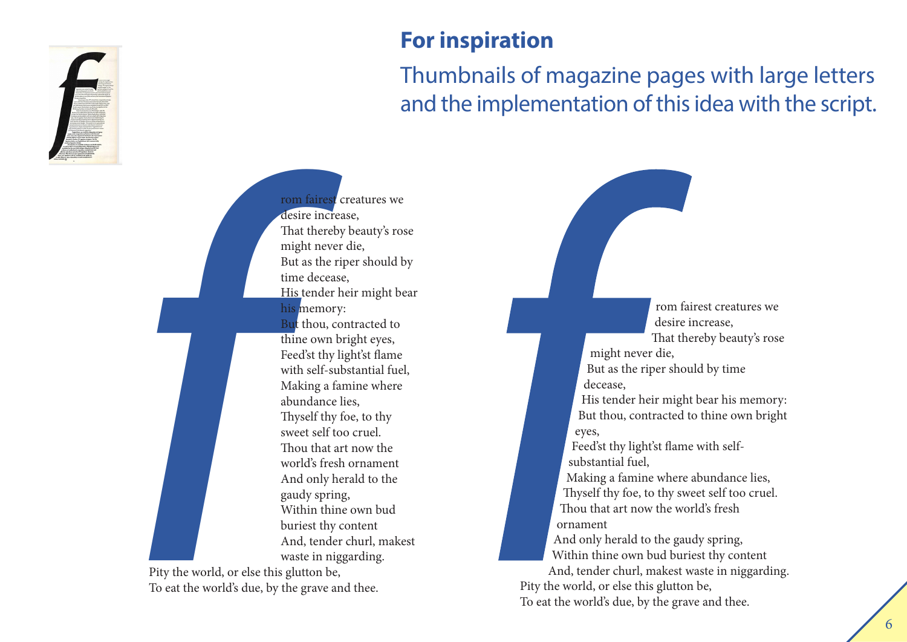## For inspiration

Thumbnails of magazine pages with large letters and the implementation of this idea with the script.

f

rom fairest creatures we desire increase,
That thereby beauty's rose might never die,
But as the riper should by time decease,
His tender heir might bear his memory:
But thou, contracted to thine own bright eyes,
Feed'st thy light'st flame with self-substantial fuel,
Making a famine where abundance lies,
Thyself thy foe, to thy sweet self too cruel.
Thou that art now the world's fresh ornament
And only herald to the gaudy spring,
Within thine own bud buriest thy content
And, tender churl, makest waste in niggarding.
Pity the world, or else this glutton be,
To eat the world's due, by the grave and thee.

f

rom fairest creatures we desire increase,
That thereby beauty's rose might never die,
But as the riper should by time decease,
His tender heir might bear his memory:
But thou, contracted to thine own bright eyes,
Feed'st thy light'st flame with self-substantial fuel,
Making a famine where abundance lies,
Thyself thy foe, to thy sweet self too cruel.
Thou that art now the world's fresh ornament
And only herald to the gaudy spring,
Within thine own bud buriest thy content
And, tender churl, makest waste in niggarding.
Pity the world, or else this glutton be,
To eat the world's due, by the grave and thee.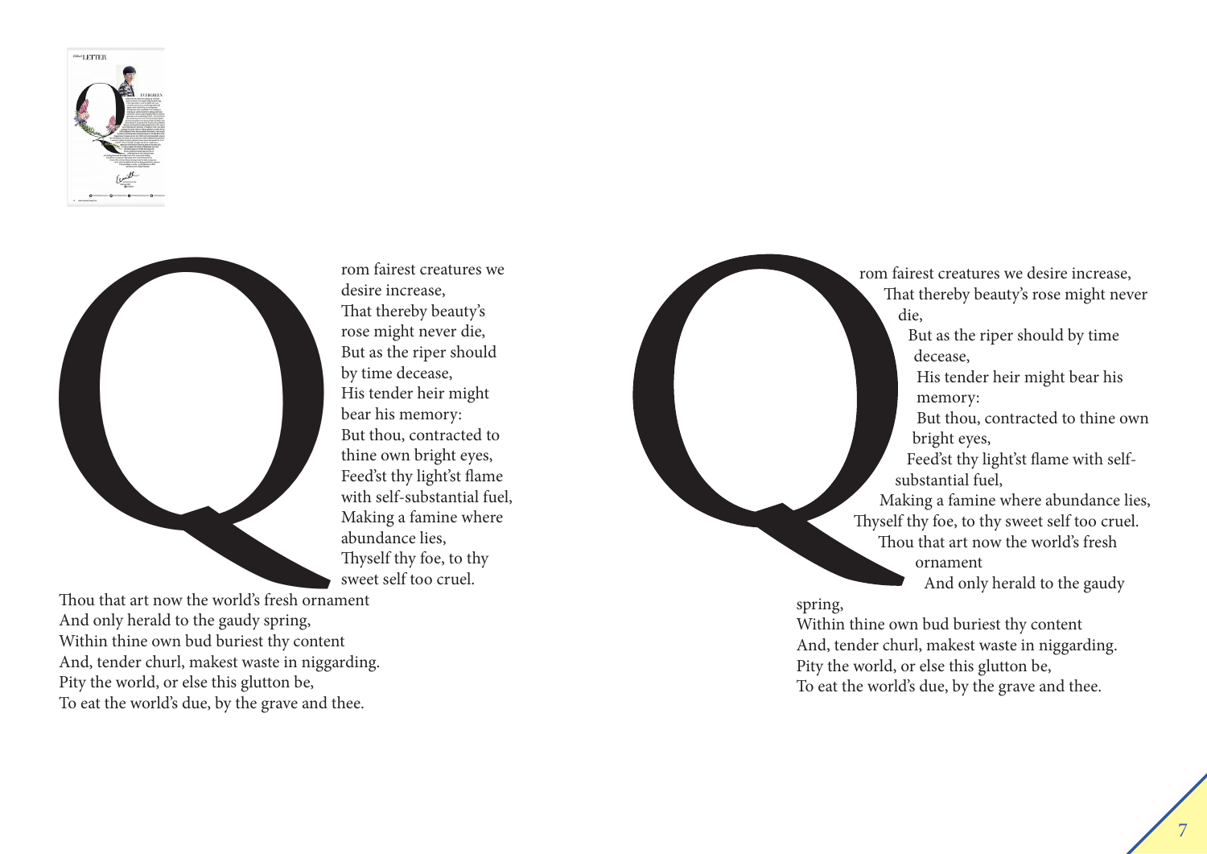Q

rom fairest creatures we desire increase,
That thereby beauty's rose might never die,
But as the riper should by time decease,
His tender heir might bear his memory:
But thou, contracted to thine own bright eyes,
Feed'st thy light'st flame with self-substantial fuel,
Making a famine where abundance lies,
Thyself thy foe, to thy sweet self too cruel.
Thou that art now the world's fresh ornament
And only herald to the gaudy spring,
Within thine own bud buriest thy content
And, tender churl, makest waste in niggarding.
Pity the world, or else this glutton be,
To eat the world's due, by the grave and thee.

Q

rom fairest creatures we desire increase,
That thereby beauty's rose might never die,
But as the riper should by time decease,
His tender heir might bear his memory:
But thou, contracted to thine own bright eyes,
Feed'st thy light'st flame with self-substantial fuel,
Making a famine where abundance lies,
Thyself thy foe, to thy sweet self too cruel.
Thou that art now the world's fresh ornament
And only herald to the gaudy spring,
Within thine own bud buriest thy content
And, tender churl, makest waste in niggarding.
Pity the world, or else this glutton be,
To eat the world's due, by the grave and thee.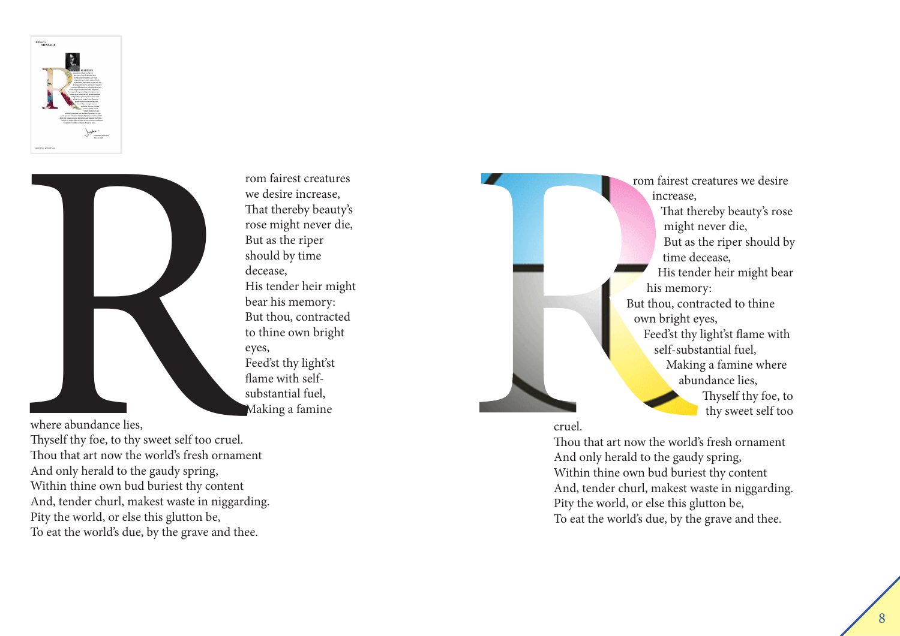**R**rom fairest creatures we desire increase,
That thereby beauty's rose might never die,
But as the riper should by time decease,
His tender heir might bear his memory:
But thou, contracted to thine own bright eyes,
Feed'st thy light'st flame with self-substantial fuel,
Making a famine where abundance lies,
Thyself thy foe, to thy sweet self too cruel.
Thou that art now the world's fresh ornament
And only herald to the gaudy spring,
Within thine own bud buriest thy content
And, tender churl, makest waste in niggarding.
Pity the world, or else this glutton be,
To eat the world's due, by the grave and thee.

**R**rom fairest creatures we desire increase,
That thereby beauty's rose might never die,
But as the riper should by time decease,
His tender heir might bear his memory:
But thou, contracted to thine own bright eyes,
Feed'st thy light'st flame with self-substantial fuel,
Making a famine where abundance lies,
Thyself thy foe, to thy sweet self too cruel.
Thou that art now the world's fresh ornament
And only herald to the gaudy spring,
Within thine own bud buriest thy content
And, tender churl, makest waste in niggarding.
Pity the world, or else this glutton be,
To eat the world's due, by the grave and thee.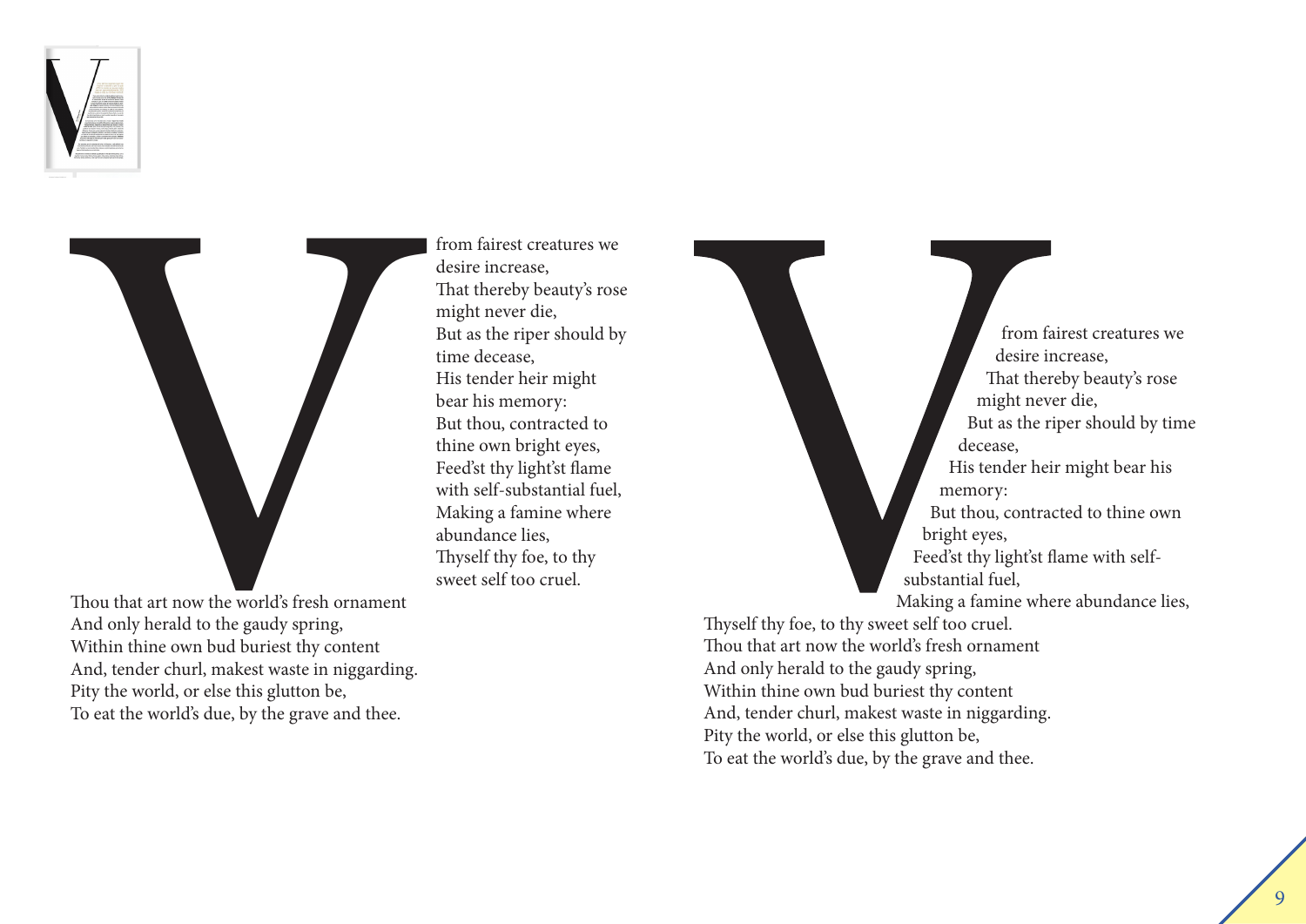V

from fairest creatures we
desire increase,
That thereby beauty's rose
might never die,
But as the riper should by
time decease,
His tender heir might
bear his memory:
But thou, contracted to
thine own bright eyes,
Feed'st thy light'st flame
with self-substantial fuel,
Making a famine where
abundance lies,
Thyself thy foe, to thy
sweet self too cruel.
Thou that art now the world's fresh ornament
And only herald to the gaudy spring,
Within thine own bud buriest thy content
And, tender churl, makest waste in niggarding.
Pity the world, or else this glutton be,
To eat the world's due, by the grave and thee.

V

from fairest creatures we
desire increase,
That thereby beauty's rose
might never die,
But as the riper should by time
decease,
His tender heir might bear his
memory:
But thou, contracted to thine own
bright eyes,
Feed'st thy light'st flame with self-
substantial fuel,
Making a famine where abundance lies,
Thyself thy foe, to thy sweet self too cruel.
Thou that art now the world's fresh ornament
And only herald to the gaudy spring,
Within thine own bud buriest thy content
And, tender churl, makest waste in niggarding.
Pity the world, or else this glutton be,
To eat the world's due, by the grave and thee.